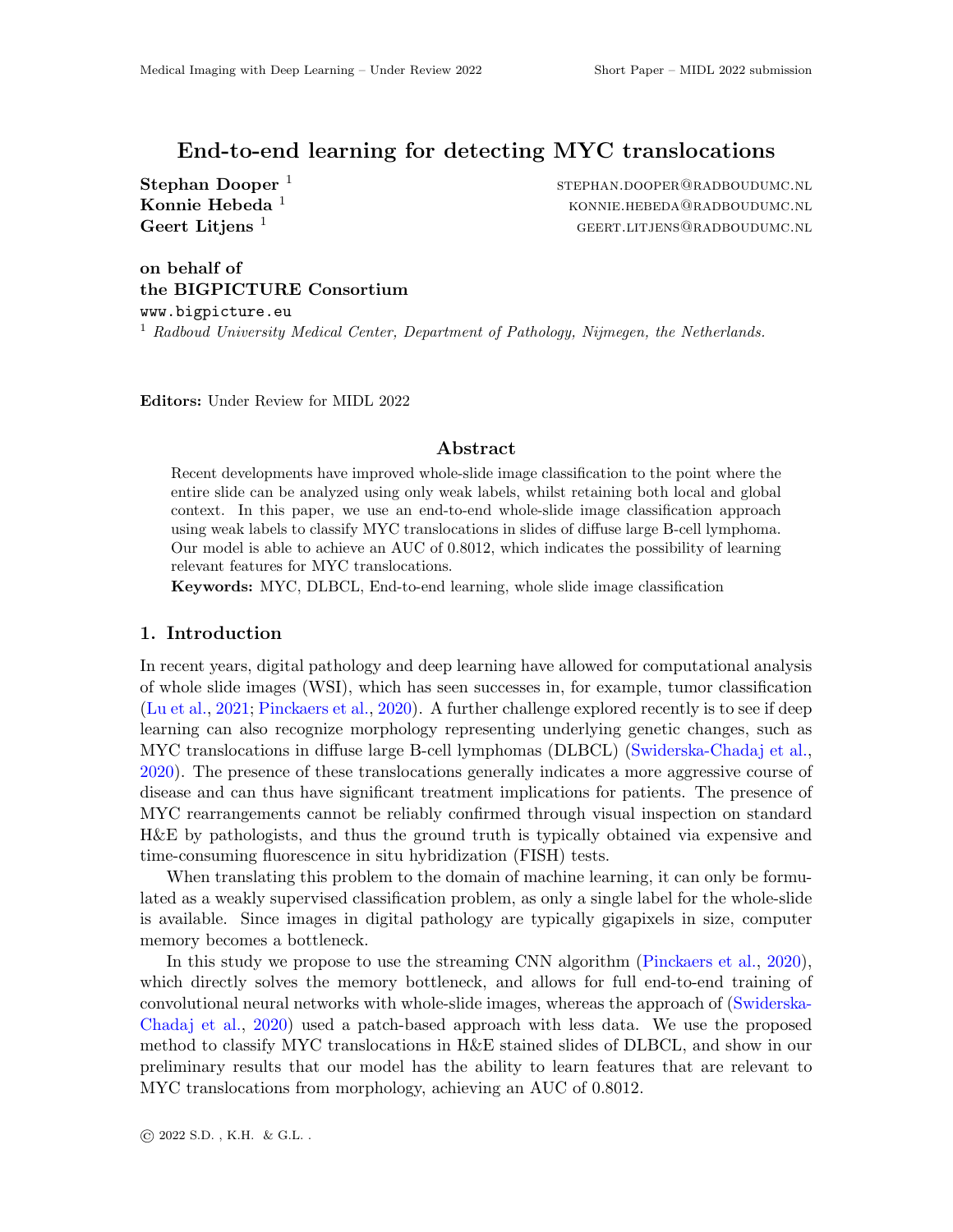# End-to-end learning for detecting MYC translocations

**Stephan Dooper** [1] STEPHAN.DOOPER@RADBOUDUMC.NL
**Konnie Hebeda** [1] KONNIE.HEBEDA@RADBOUDUMC.NL
**Geert Litjens** [1] GEERT.LITJENS@RADBOUDUMC.NL

**on behalf of**
**the BIGPICTURE Consortium**
www.bigpicture.eu

[1] *Radboud University Medical Center, Department of Pathology, Nijmegen, the Netherlands.*

**Editors:** Under Review for MIDL 2022

## Abstract

Recent developments have improved whole-slide image classification to the point where the entire slide can be analyzed using only weak labels, whilst retaining both local and global context. In this paper, we use an end-to-end whole-slide image classification approach using weak labels to classify MYC translocations in slides of diffuse large B-cell lymphoma. Our model is able to achieve an AUC of 0.8012, which indicates the possibility of learning relevant features for MYC translocations.

**Keywords:** MYC, DLBCL, End-to-end learning, whole slide image classification

## 1. Introduction

In recent years, digital pathology and deep learning have allowed for computational analysis of whole slide images (WSI), which has seen successes in, for example, tumor classification (Lu et al., 2021; Pinckaers et al., 2020). A further challenge explored recently is to see if deep learning can also recognize morphology representing underlying genetic changes, such as MYC translocations in diffuse large B-cell lymphomas (DLBCL) (Swiderska-Chadaj et al., 2020). The presence of these translocations generally indicates a more aggressive course of disease and can thus have significant treatment implications for patients. The presence of MYC rearrangements cannot be reliably confirmed through visual inspection on standard H&E by pathologists, and thus the ground truth is typically obtained via expensive and time-consuming fluorescence in situ hybridization (FISH) tests.

When translating this problem to the domain of machine learning, it can only be formulated as a weakly supervised classification problem, as only a single label for the whole-slide is available. Since images in digital pathology are typically gigapixels in size, computer memory becomes a bottleneck.

In this study we propose to use the streaming CNN algorithm (Pinckaers et al., 2020), which directly solves the memory bottleneck, and allows for full end-to-end training of convolutional neural networks with whole-slide images, whereas the approach of (Swiderska-Chadaj et al., 2020) used a patch-based approach with less data. We use the proposed method to classify MYC translocations in H&E stained slides of DLBCL, and show in our preliminary results that our model has the ability to learn features that are relevant to MYC translocations from morphology, achieving an AUC of 0.8012.

© 2022 S.D. , K.H. & G.L. .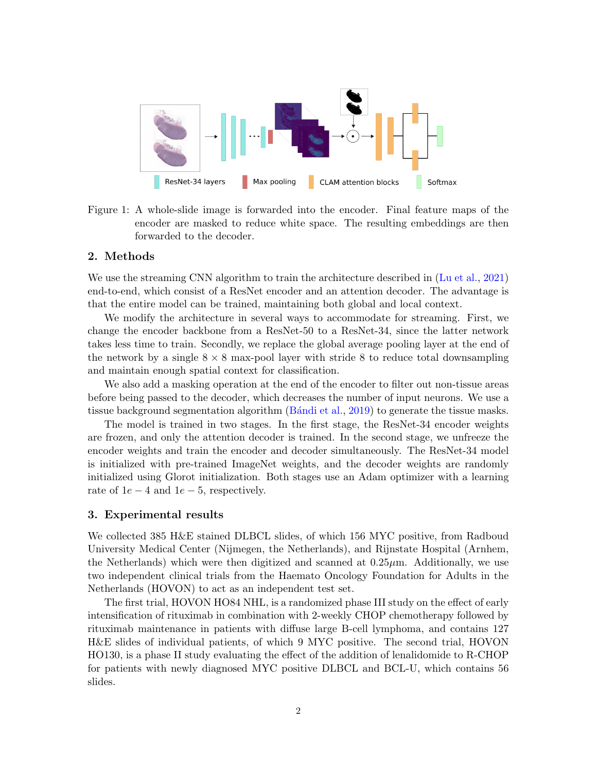Figure 1: A whole-slide image is forwarded into the encoder. Final feature maps of the encoder are masked to reduce white space. The resulting embeddings are then forwarded to the decoder.

## 2. Methods

We use the streaming CNN algorithm to train the architecture described in (Lu et al., 2021) end-to-end, which consist of a ResNet encoder and an attention decoder. The advantage is that the entire model can be trained, maintaining both global and local context.

We modify the architecture in several ways to accommodate for streaming. First, we change the encoder backbone from a ResNet-50 to a ResNet-34, since the latter network takes less time to train. Secondly, we replace the global average pooling layer at the end of the network by a single $8 \times 8$ max-pool layer with stride 8 to reduce total downsampling and maintain enough spatial context for classification.

We also add a masking operation at the end of the encoder to filter out non-tissue areas before being passed to the decoder, which decreases the number of input neurons. We use a tissue background segmentation algorithm (Bándi et al., 2019) to generate the tissue masks.

The model is trained in two stages. In the first stage, the ResNet-34 encoder weights are frozen, and only the attention decoder is trained. In the second stage, we unfreeze the encoder weights and train the encoder and decoder simultaneously. The ResNet-34 model is initialized with pre-trained ImageNet weights, and the decoder weights are randomly initialized using Glorot initialization. Both stages use an Adam optimizer with a learning rate of $1e-4$ and $1e-5$, respectively.

## 3. Experimental results

We collected 385 H&E stained DLBCL slides, of which 156 MYC positive, from Radboud University Medical Center (Nijmegen, the Netherlands), and Rijnstate Hospital (Arnhem, the Netherlands) which were then digitized and scanned at $0.25\mu$m. Additionally, we use two independent clinical trials from the Haemato Oncology Foundation for Adults in the Netherlands (HOVON) to act as an independent test set.

The first trial, HOVON HO84 NHL, is a randomized phase III study on the effect of early intensification of rituximab in combination with 2-weekly CHOP chemotherapy followed by rituximab maintenance in patients with diffuse large B-cell lymphoma, and contains 127 H&E slides of individual patients, of which 9 MYC positive. The second trial, HOVON HO130, is a phase II study evaluating the effect of the addition of lenalidomide to R-CHOP for patients with newly diagnosed MYC positive DLBCL and BCL-U, which contains 56 slides.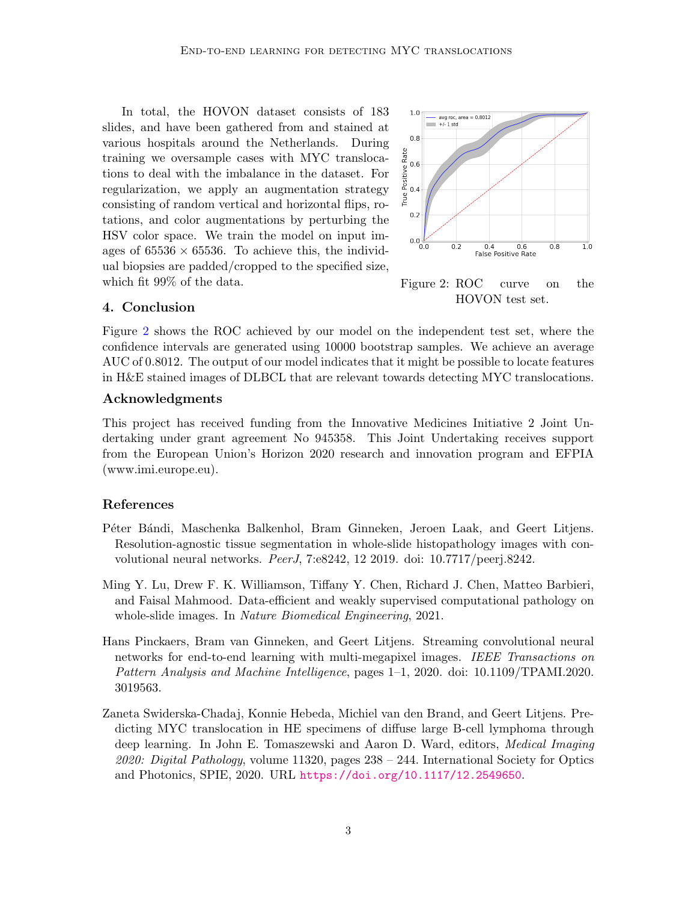In total, the HOVON dataset consists of 183 slides, and have been gathered from and stained at various hospitals around the Netherlands. During training we oversample cases with MYC translocations to deal with the imbalance in the dataset. For regularization, we apply an augmentation strategy consisting of random vertical and horizontal flips, rotations, and color augmentations by perturbing the HSV color space. We train the model on input images of $65536 \times 65536$. To achieve this, the individual biopsies are padded/cropped to the specified size, which fit 99% of the data.

avg roc, area = 0.8012
+/- 1 std
True Positive Rate
False Positive Rate
0.0
0.2
0.4
0.6
0.8
1.0

Figure 2: ROC curve on the HOVON test set.

## 4. Conclusion

Figure 2 shows the ROC achieved by our model on the independent test set, where the confidence intervals are generated using 10000 bootstrap samples. We achieve an average AUC of 0.8012. The output of our model indicates that it might be possible to locate features in H&E stained images of DLBCL that are relevant towards detecting MYC translocations.

## Acknowledgments

This project has received funding from the Innovative Medicines Initiative 2 Joint Undertaking under grant agreement No 945358. This Joint Undertaking receives support from the European Union's Horizon 2020 research and innovation program and EFPIA (www.imi.europe.eu).

## References

Péter Bándi, Maschenka Balkenhol, Bram Ginneken, Jeroen Laak, and Geert Litjens. Resolution-agnostic tissue segmentation in whole-slide histopathology images with convolutional neural networks. *PeerJ*, 7:e8242, 12 2019. doi: 10.7717/peerj.8242.

Ming Y. Lu, Drew F. K. Williamson, Tiffany Y. Chen, Richard J. Chen, Matteo Barbieri, and Faisal Mahmood. Data-efficient and weakly supervised computational pathology on whole-slide images. In *Nature Biomedical Engineering*, 2021.

Hans Pinckaers, Bram van Ginneken, and Geert Litjens. Streaming convolutional neural networks for end-to-end learning with multi-megapixel images. *IEEE Transactions on Pattern Analysis and Machine Intelligence*, pages 1–1, 2020. doi: 10.1109/TPAMI.2020.3019563.

Zaneta Swiderska-Chadaj, Konnie Hebeda, Michiel van den Brand, and Geert Litjens. Predicting MYC translocation in HE specimens of diffuse large B-cell lymphoma through deep learning. In John E. Tomaszewski and Aaron D. Ward, editors, *Medical Imaging 2020: Digital Pathology*, volume 11320, pages 238 – 244. International Society for Optics and Photonics, SPIE, 2020. URL https://doi.org/10.1117/12.2549650.